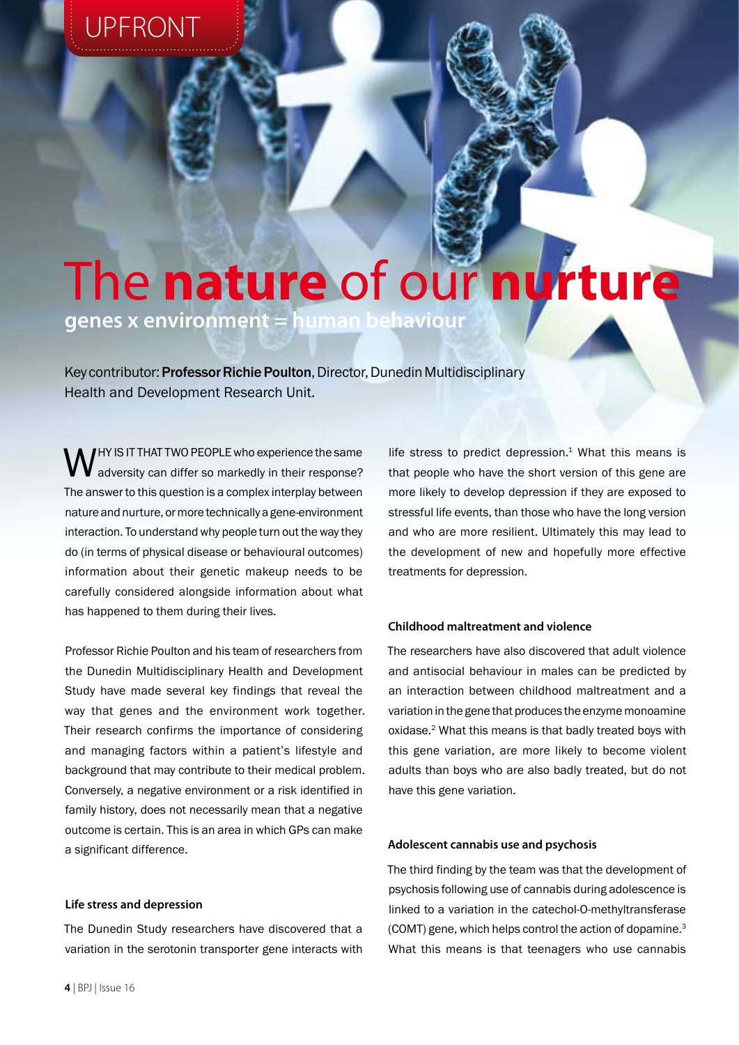UPFRONT

# The **nature** of our **nurture**

## genes x environment = human behaviour

Key contributor: **Professor Richie Poulton**, Director, Dunedin Multidisciplinary Health and Development Research Unit.

WHY IS IT THAT TWO PEOPLE who experience the same adversity can differ so markedly in their response? The answer to this question is a complex interplay between nature and nurture, or more technically a gene-environment interaction. To understand why people turn out the way they do (in terms of physical disease or behavioural outcomes) information about their genetic makeup needs to be carefully considered alongside information about what has happened to them during their lives.

Professor Richie Poulton and his team of researchers from the Dunedin Multidisciplinary Health and Development Study have made several key findings that reveal the way that genes and the environment work together. Their research confirms the importance of considering and managing factors within a patient's lifestyle and background that may contribute to their medical problem. Conversely, a negative environment or a risk identified in family history, does not necessarily mean that a negative outcome is certain. This is an area in which GPs can make a significant difference.

### Life stress and depression

The Dunedin Study researchers have discovered that a variation in the serotonin transporter gene interacts with life stress to predict depression.[1] What this means is that people who have the short version of this gene are more likely to develop depression if they are exposed to stressful life events, than those who have the long version and who are more resilient. Ultimately this may lead to the development of new and hopefully more effective treatments for depression.

### Childhood maltreatment and violence

The researchers have also discovered that adult violence and antisocial behaviour in males can be predicted by an interaction between childhood maltreatment and a variation in the gene that produces the enzyme monoamine oxidase.[2] What this means is that badly treated boys with this gene variation, are more likely to become violent adults than boys who are also badly treated, but do not have this gene variation.

### Adolescent cannabis use and psychosis

The third finding by the team was that the development of psychosis following use of cannabis during adolescence is linked to a variation in the catechol-O-methyltransferase (COMT) gene, which helps control the action of dopamine.[3] What this means is that teenagers who use cannabis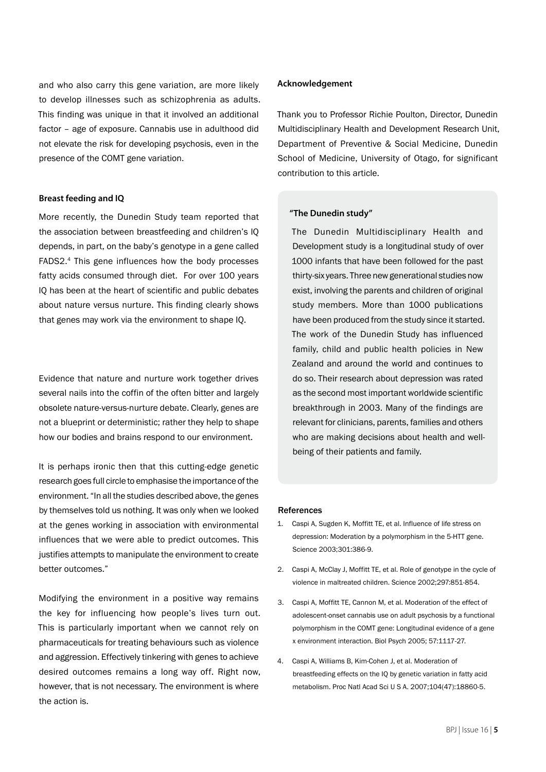and who also carry this gene variation, are more likely to develop illnesses such as schizophrenia as adults. This finding was unique in that it involved an additional factor – age of exposure. Cannabis use in adulthood did not elevate the risk for developing psychosis, even in the presence of the COMT gene variation.

### Breast feeding and IQ

More recently, the Dunedin Study team reported that the association between breastfeeding and children's IQ depends, in part, on the baby's genotype in a gene called FADS2.[4] This gene influences how the body processes fatty acids consumed through diet. For over 100 years IQ has been at the heart of scientific and public debates about nature versus nurture. This finding clearly shows that genes may work via the environment to shape IQ.

Evidence that nature and nurture work together drives several nails into the coffin of the often bitter and largely obsolete nature-versus-nurture debate. Clearly, genes are not a blueprint or deterministic; rather they help to shape how our bodies and brains respond to our environment.

It is perhaps ironic then that this cutting-edge genetic research goes full circle to emphasise the importance of the environment. "In all the studies described above, the genes by themselves told us nothing. It was only when we looked at the genes working in association with environmental influences that we were able to predict outcomes. This justifies attempts to manipulate the environment to create better outcomes."

Modifying the environment in a positive way remains the key for influencing how people's lives turn out. This is particularly important when we cannot rely on pharmaceuticals for treating behaviours such as violence and aggression. Effectively tinkering with genes to achieve desired outcomes remains a long way off. Right now, however, that is not necessary. The environment is where the action is.

### Acknowledgement

Thank you to Professor Richie Poulton, Director, Dunedin Multidisciplinary Health and Development Research Unit, Department of Preventive & Social Medicine, Dunedin School of Medicine, University of Otago, for significant contribution to this article.

### "The Dunedin study"

The Dunedin Multidisciplinary Health and Development study is a longitudinal study of over 1000 infants that have been followed for the past thirty-six years. Three new generational studies now exist, involving the parents and children of original study members. More than 1000 publications have been produced from the study since it started. The work of the Dunedin Study has influenced family, child and public health policies in New Zealand and around the world and continues to do so. Their research about depression was rated as the second most important worldwide scientific breakthrough in 2003. Many of the findings are relevant for clinicians, parents, families and others who are making decisions about health and well-being of their patients and family.

### References

1. Caspi A, Sugden K, Moffitt TE, et al. Influence of life stress on depression: Moderation by a polymorphism in the 5-HTT gene. Science 2003;301:386-9.
2. Caspi A, McClay J, Moffitt TE, et al. Role of genotype in the cycle of violence in maltreated children. Science 2002;297:851-854.
3. Caspi A, Moffitt TE, Cannon M, et al. Moderation of the effect of adolescent-onset cannabis use on adult psychosis by a functional polymorphism in the COMT gene: Longitudinal evidence of a gene x environment interaction. Biol Psych 2005; 57:1117-27.
4. Caspi A, Williams B, Kim-Cohen J, et al. Moderation of breastfeeding effects on the IQ by genetic variation in fatty acid metabolism. Proc Natl Acad Sci U S A. 2007;104(47):18860-5.